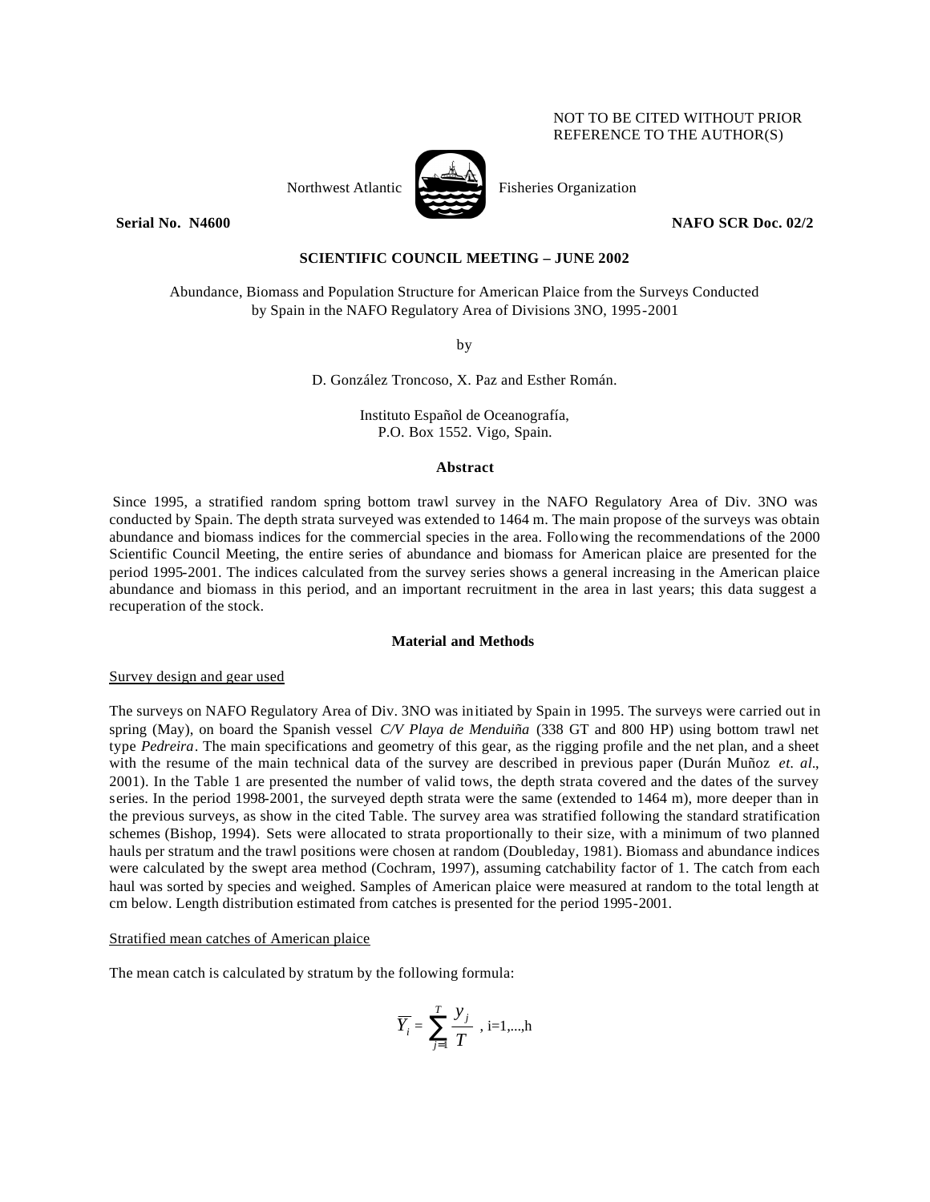NOT TO BE CITED WITHOUT PRIOR REFERENCE TO THE AUTHOR(S)

Northwest Atlantic Fisheries Organization

**Serial No. N4600** **NAFO SCR Doc. 02/2**

**SCIENTIFIC COUNCIL MEETING – JUNE 2002**

Abundance, Biomass and Population Structure for American Plaice from the Surveys Conducted by Spain in the NAFO Regulatory Area of Divisions 3NO, 1995-2001

by

D. González Troncoso, X. Paz and Esther Román.

Instituto Español de Oceanografía,
P.O. Box 1552. Vigo, Spain.

## Abstract

Since 1995, a stratified random spring bottom trawl survey in the NAFO Regulatory Area of Div. 3NO was conducted by Spain. The depth strata surveyed was extended to 1464 m. The main propose of the surveys was obtain abundance and biomass indices for the commercial species in the area. Following the recommendations of the 2000 Scientific Council Meeting, the entire series of abundance and biomass for American plaice are presented for the period 1995-2001. The indices calculated from the survey series shows a general increasing in the American plaice abundance and biomass in this period, and an important recruitment in the area in last years; this data suggest a recuperation of the stock.

## Material and Methods

### Survey design and gear used

The surveys on NAFO Regulatory Area of Div. 3NO was initiated by Spain in 1995. The surveys were carried out in spring (May), on board the Spanish vessel *C/V Playa de Menduiña* (338 GT and 800 HP) using bottom trawl net type *Pedreira*. The main specifications and geometry of this gear, as the rigging profile and the net plan, and a sheet with the resume of the main technical data of the survey are described in previous paper (Durán Muñoz *et. al*., 2001). In the Table 1 are presented the number of valid tows, the depth strata covered and the dates of the survey series. In the period 1998-2001, the surveyed depth strata were the same (extended to 1464 m), more deeper than in the previous surveys, as show in the cited Table. The survey area was stratified following the standard stratification schemes (Bishop, 1994). Sets were allocated to strata proportionally to their size, with a minimum of two planned hauls per stratum and the trawl positions were chosen at random (Doubleday, 1981). Biomass and abundance indices were calculated by the swept area method (Cochram, 1997), assuming catchability factor of 1. The catch from each haul was sorted by species and weighed. Samples of American plaice were measured at random to the total length at cm below. Length distribution estimated from catches is presented for the period 1995-2001.

### Stratified mean catches of American plaice

The mean catch is calculated by stratum by the following formula:

$$\overline{Y_i} = \sum_{j=1}^{T} \frac{y_j}{T} \text{ , i=1,...,h}$$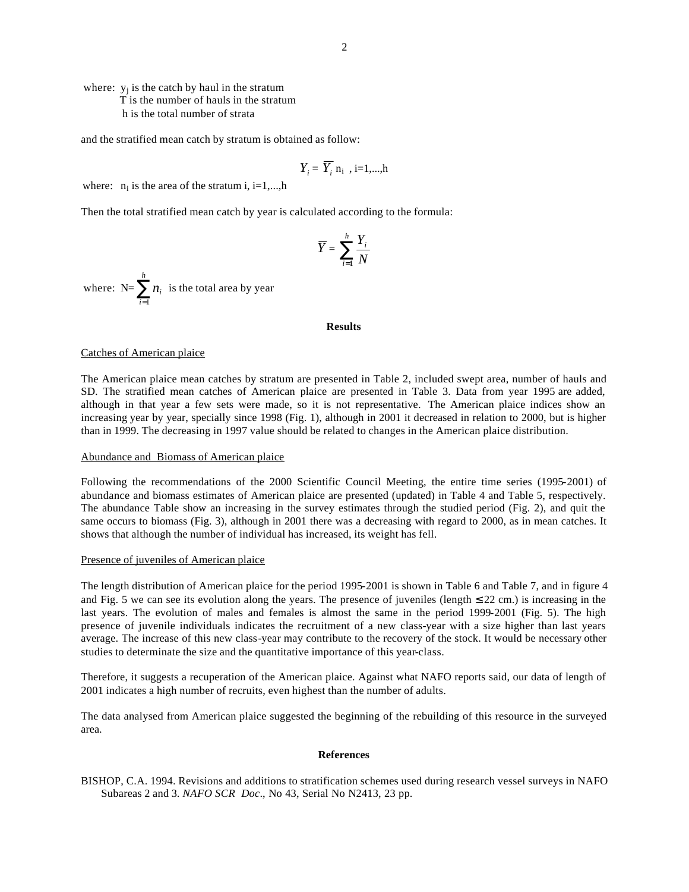where: $y_j$ is the catch by haul in the stratum
T is the number of hauls in the stratum
h is the total number of strata

and the stratified mean catch by stratum is obtained as follow:

$$Y_i = \overline{Y_i}\, n_i \ , \ i=1,...,h$$

where: $n_i$ is the area of the stratum i, i=1,...,h

Then the total stratified mean catch by year is calculated according to the formula:

$$\overline{Y} = \sum_{i=1}^{h} \frac{Y_i}{N}$$

where: $N = \sum_{i=1}^{h} n_i$ is the total area by year

**Results**

Catches of American plaice

The American plaice mean catches by stratum are presented in Table 2, included swept area, number of hauls and SD. The stratified mean catches of American plaice are presented in Table 3. Data from year 1995 are added, although in that year a few sets were made, so it is not representative. The American plaice indices show an increasing year by year, specially since 1998 (Fig. 1), although in 2001 it decreased in relation to 2000, but is higher than in 1999. The decreasing in 1997 value should be related to changes in the American plaice distribution.

Abundance and Biomass of American plaice

Following the recommendations of the 2000 Scientific Council Meeting, the entire time series (1995-2001) of abundance and biomass estimates of American plaice are presented (updated) in Table 4 and Table 5, respectively. The abundance Table show an increasing in the survey estimates through the studied period (Fig. 2), and quit the same occurs to biomass (Fig. 3), although in 2001 there was a decreasing with regard to 2000, as in mean catches. It shows that although the number of individual has increased, its weight has fell.

Presence of juveniles of American plaice

The length distribution of American plaice for the period 1995-2001 is shown in Table 6 and Table 7, and in figure 4 and Fig. 5 we can see its evolution along the years. The presence of juveniles (length ≤ 22 cm.) is increasing in the last years. The evolution of males and females is almost the same in the period 1999-2001 (Fig. 5). The high presence of juvenile individuals indicates the recruitment of a new class-year with a size higher than last years average. The increase of this new class-year may contribute to the recovery of the stock. It would be necessary other studies to determinate the size and the quantitative importance of this year-class.

Therefore, it suggests a recuperation of the American plaice. Against what NAFO reports said, our data of length of 2001 indicates a high number of recruits, even highest than the number of adults.

The data analysed from American plaice suggested the beginning of the rebuilding of this resource in the surveyed area.

**References**

BISHOP, C.A. 1994. Revisions and additions to stratification schemes used during research vessel surveys in NAFO Subareas 2 and 3. *NAFO SCR Doc*., No 43, Serial No N2413, 23 pp.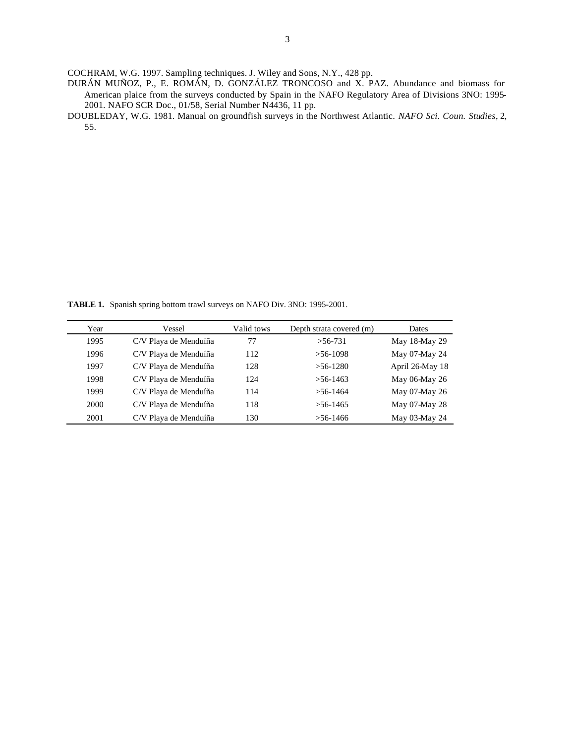COCHRAM, W.G. 1997. Sampling techniques. J. Wiley and Sons, N.Y., 428 pp.

DURÁN MUÑOZ, P., E. ROMÁN, D. GONZÁLEZ TRONCOSO and X. PAZ. Abundance and biomass for American plaice from the surveys conducted by Spain in the NAFO Regulatory Area of Divisions 3NO: 1995-2001. NAFO SCR Doc., 01/58, Serial Number N4436, 11 pp.

DOUBLEDAY, W.G. 1981. Manual on groundfish surveys in the Northwest Atlantic. *NAFO Sci. Coun. Studies*, 2, 55.

**TABLE 1.** Spanish spring bottom trawl surveys on NAFO Div. 3NO: 1995-2001.

| Year | Vessel | Valid tows | Depth strata covered (m) | Dates |
|---|---|---|---|---|
| 1995 | C/V Playa de Menduíña | 77 | >56-731 | May 18-May 29 |
| 1996 | C/V Playa de Menduíña | 112 | >56-1098 | May 07-May 24 |
| 1997 | C/V Playa de Menduíña | 128 | >56-1280 | April 26-May 18 |
| 1998 | C/V Playa de Menduíña | 124 | >56-1463 | May 06-May 26 |
| 1999 | C/V Playa de Menduíña | 114 | >56-1464 | May 07-May 26 |
| 2000 | C/V Playa de Menduíña | 118 | >56-1465 | May 07-May 28 |
| 2001 | C/V Playa de Menduíña | 130 | >56-1466 | May 03-May 24 |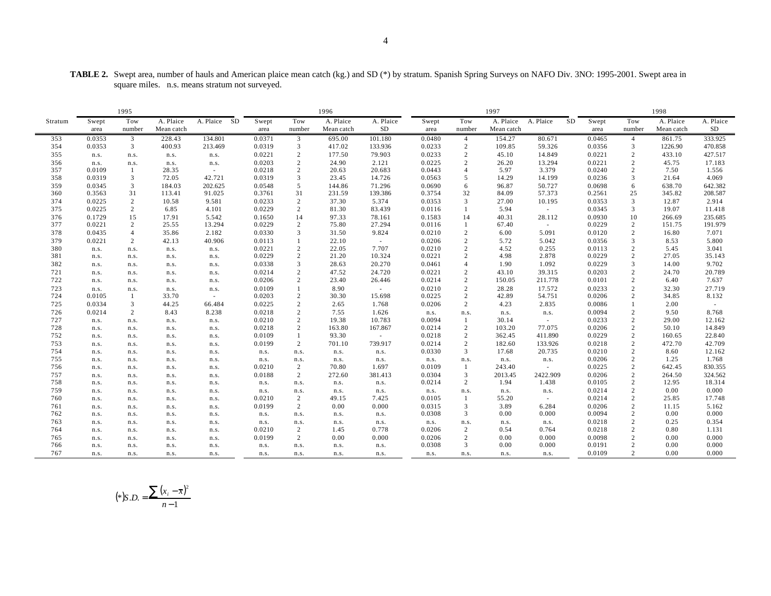**TABLE 2.** Swept area, number of hauls and American plaice mean catch (kg.) and SD (*) by stratum. Spanish Spring Surveys on NAFO Div. 3NO: 1995-2001. Swept area in square miles. n.s. means stratum not surveyed.

| | 1995 | | | | 1996 | | | | 1997 | | | | 1998 | | | |
|---|---|---|---|---|---|---|---|---|---|---|---|---|---|---|---|---|
| Stratum | Swept area | Tow number | A. Plaice Mean catch | A. Plaice SD | Swept area | Tow number | A. Plaice Mean catch | A. Plaice SD | Swept area | Tow number | A. Plaice Mean catch | A. Plaice SD | Swept area | Tow number | A. Plaice Mean catch | A. Plaice SD |
| 353 | 0.0353 | 3 | 228.43 | 134.801 | 0.0371 | 3 | 695.00 | 101.180 | 0.0480 | 4 | 154.27 | 80.671 | 0.0465 | 4 | 861.75 | 333.925 |
| 354 | 0.0353 | 3 | 400.93 | 213.469 | 0.0319 | 3 | 417.02 | 133.936 | 0.0233 | 2 | 109.85 | 59.326 | 0.0356 | 3 | 1226.90 | 470.858 |
| 355 | n.s. | n.s. | n.s. | n.s. | 0.0221 | 2 | 177.50 | 79.903 | 0.0233 | 2 | 45.10 | 14.849 | 0.0221 | 2 | 433.10 | 427.517 |
| 356 | n.s. | n.s. | n.s. | n.s. | 0.0203 | 2 | 24.90 | 2.121 | 0.0225 | 2 | 26.20 | 13.294 | 0.0221 | 2 | 45.75 | 17.183 |
| 357 | 0.0109 | 1 | 28.35 | - | 0.0218 | 2 | 20.63 | 20.683 | 0.0443 | 4 | 5.97 | 3.379 | 0.0240 | 2 | 7.50 | 1.556 |
| 358 | 0.0319 | 3 | 72.05 | 42.721 | 0.0319 | 3 | 23.45 | 14.726 | 0.0563 | 5 | 14.29 | 14.199 | 0.0236 | 3 | 21.64 | 4.069 |
| 359 | 0.0345 | 3 | 184.03 | 202.625 | 0.0548 | 5 | 144.86 | 71.296 | 0.0690 | 6 | 96.87 | 50.727 | 0.0698 | 6 | 638.70 | 642.382 |
| 360 | 0.3563 | 31 | 113.41 | 91.025 | 0.3761 | 31 | 231.59 | 139.386 | 0.3754 | 32 | 84.09 | 57.373 | 0.2561 | 25 | 345.82 | 208.587 |
| 374 | 0.0225 | 2 | 10.58 | 9.581 | 0.0233 | 2 | 37.30 | 5.374 | 0.0353 | 3 | 27.00 | 10.195 | 0.0353 | 3 | 12.87 | 2.914 |
| 375 | 0.0225 | 2 | 6.85 | 4.101 | 0.0229 | 2 | 81.30 | 83.439 | 0.0116 | 1 | 5.94 | - | 0.0345 | 3 | 19.07 | 11.418 |
| 376 | 0.1729 | 15 | 17.91 | 5.542 | 0.1650 | 14 | 97.33 | 78.161 | 0.1583 | 14 | 40.31 | 28.112 | 0.0930 | 10 | 266.69 | 235.685 |
| 377 | 0.0221 | 2 | 25.55 | 13.294 | 0.0229 | 2 | 75.80 | 27.294 | 0.0116 | 1 | 67.40 | - | 0.0229 | 2 | 151.75 | 191.979 |
| 378 | 0.0435 | 4 | 35.86 | 2.182 | 0.0330 | 3 | 31.50 | 9.824 | 0.0210 | 2 | 6.00 | 5.091 | 0.0120 | 2 | 16.80 | 7.071 |
| 379 | 0.0221 | 2 | 42.13 | 40.906 | 0.0113 | 1 | 22.10 | - | 0.0206 | 2 | 5.72 | 5.042 | 0.0356 | 3 | 8.53 | 5.800 |
| 380 | n.s. | n.s. | n.s. | n.s. | 0.0221 | 2 | 22.05 | 7.707 | 0.0210 | 2 | 4.52 | 0.255 | 0.0113 | 2 | 5.45 | 3.041 |
| 381 | n.s. | n.s. | n.s. | n.s. | 0.0229 | 2 | 21.20 | 10.324 | 0.0221 | 2 | 4.98 | 2.878 | 0.0229 | 2 | 27.05 | 35.143 |
| 382 | n.s. | n.s. | n.s. | n.s. | 0.0338 | 3 | 28.63 | 20.270 | 0.0461 | 4 | 1.90 | 1.092 | 0.0229 | 3 | 14.00 | 9.702 |
| 721 | n.s. | n.s. | n.s. | n.s. | 0.0214 | 2 | 47.52 | 24.720 | 0.0221 | 2 | 43.10 | 39.315 | 0.0203 | 2 | 24.70 | 20.789 |
| 722 | n.s. | n.s. | n.s. | n.s. | 0.0206 | 2 | 23.40 | 26.446 | 0.0214 | 2 | 150.05 | 211.778 | 0.0101 | 2 | 6.40 | 7.637 |
| 723 | n.s. | n.s. | n.s. | n.s. | 0.0109 | 1 | 8.90 | - | 0.0210 | 2 | 28.28 | 17.572 | 0.0233 | 2 | 32.30 | 27.719 |
| 724 | 0.0105 | 1 | 33.70 | - | 0.0203 | 2 | 30.30 | 15.698 | 0.0225 | 2 | 42.89 | 54.751 | 0.0206 | 2 | 34.85 | 8.132 |
| 725 | 0.0334 | 3 | 44.25 | 66.484 | 0.0225 | 2 | 2.65 | 1.768 | 0.0206 | 2 | 4.23 | 2.835 | 0.0086 | 1 | 2.00 | - |
| 726 | 0.0214 | 2 | 8.43 | 8.238 | 0.0218 | 2 | 7.55 | 1.626 | n.s. | n.s. | n.s. | n.s. | 0.0094 | 2 | 9.50 | 8.768 |
| 727 | n.s. | n.s. | n.s. | n.s. | 0.0210 | 2 | 19.38 | 10.783 | 0.0094 | 1 | 30.14 | - | 0.0233 | 2 | 29.00 | 12.162 |
| 728 | n.s. | n.s. | n.s. | n.s. | 0.0218 | 2 | 163.80 | 167.867 | 0.0214 | 2 | 103.20 | 77.075 | 0.0206 | 2 | 50.10 | 14.849 |
| 752 | n.s. | n.s. | n.s. | n.s. | 0.0109 | 1 | 93.30 | - | 0.0218 | 2 | 362.45 | 411.890 | 0.0229 | 2 | 160.65 | 22.840 |
| 753 | n.s. | n.s. | n.s. | n.s. | 0.0199 | 2 | 701.10 | 739.917 | 0.0214 | 2 | 182.60 | 133.926 | 0.0218 | 2 | 472.70 | 42.709 |
| 754 | n.s. | n.s. | n.s. | n.s. | n.s. | n.s. | n.s. | n.s. | 0.0330 | 3 | 17.68 | 20.735 | 0.0210 | 2 | 8.60 | 12.162 |
| 755 | n.s. | n.s. | n.s. | n.s. | n.s. | n.s. | n.s. | n.s. | n.s. | n.s. | n.s. | n.s. | 0.0206 | 2 | 1.25 | 1.768 |
| 756 | n.s. | n.s. | n.s. | n.s. | 0.0210 | 2 | 70.80 | 1.697 | 0.0109 | 1 | 243.40 | - | 0.0225 | 2 | 642.45 | 830.355 |
| 757 | n.s. | n.s. | n.s. | n.s. | 0.0188 | 2 | 272.60 | 381.413 | 0.0304 | 3 | 2013.45 | 2422.909 | 0.0206 | 2 | 264.50 | 324.562 |
| 758 | n.s. | n.s. | n.s. | n.s. | n.s. | n.s. | n.s. | n.s. | 0.0214 | 2 | 1.94 | 1.438 | 0.0105 | 2 | 12.95 | 18.314 |
| 759 | n.s. | n.s. | n.s. | n.s. | n.s. | n.s. | n.s. | n.s. | n.s. | n.s. | n.s. | n.s. | 0.0214 | 2 | 0.00 | 0.000 |
| 760 | n.s. | n.s. | n.s. | n.s. | 0.0210 | 2 | 49.15 | 7.425 | 0.0105 | 1 | 55.20 | - | 0.0214 | 2 | 25.85 | 17.748 |
| 761 | n.s. | n.s. | n.s. | n.s. | 0.0199 | 2 | 0.00 | 0.000 | 0.0315 | 3 | 3.89 | 6.284 | 0.0206 | 2 | 11.15 | 5.162 |
| 762 | n.s. | n.s. | n.s. | n.s. | n.s. | n.s. | n.s. | n.s. | 0.0308 | 3 | 0.00 | 0.000 | 0.0094 | 2 | 0.00 | 0.000 |
| 763 | n.s. | n.s. | n.s. | n.s. | n.s. | n.s. | n.s. | n.s. | n.s. | n.s. | n.s. | n.s. | 0.0218 | 2 | 0.25 | 0.354 |
| 764 | n.s. | n.s. | n.s. | n.s. | 0.0210 | 2 | 1.45 | 0.778 | 0.0206 | 2 | 0.54 | 0.764 | 0.0218 | 2 | 0.80 | 1.131 |
| 765 | n.s. | n.s. | n.s. | n.s. | 0.0199 | 2 | 0.00 | 0.000 | 0.0206 | 2 | 0.00 | 0.000 | 0.0098 | 2 | 0.00 | 0.000 |
| 766 | n.s. | n.s. | n.s. | n.s. | n.s. | n.s. | n.s. | n.s. | 0.0308 | 3 | 0.00 | 0.000 | 0.0191 | 2 | 0.00 | 0.000 |
| 767 | n.s. | n.s. | n.s. | n.s. | n.s. | n.s. | n.s. | n.s. | n.s. | n.s. | n.s. | n.s. | 0.0109 | 2 | 0.00 | 0.000 |

$$(*) S.D. = \frac{\sum (x_i - \bar{x})^2}{n-1}$$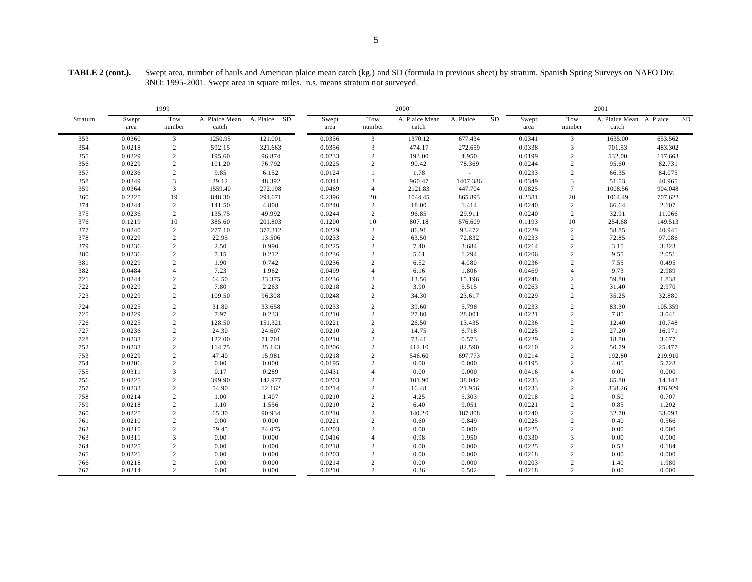**TABLE 2 (cont.).** Swept area, number of hauls and American plaice mean catch (kg.) and SD (formula in previous sheet) by stratum. Spanish Spring Surveys on NAFO Div. 3NO: 1995-2001. Swept area in square miles. n.s. means stratum not surveyed.

| | 1999 | | | | 2000 | | | | 2001 | | | |
|---|---|---|---|---|---|---|---|---|---|---|---|---|
| Stratum | Swept area | Tow number | A. Plaice Mean catch | A. Plaice SD | Swept area | Tow number | A. Plaice Mean catch | A. Plaice SD | Swept area | Tow number | A. Plaice Mean catch | A. Plaice SD |
| 353 | 0.0360 | 3 | 1250.95 | 121.001 | 0.0356 | 3 | 1370.12 | 677.434 | 0.0341 | 3 | 1635.00 | 653.562 |
| 354 | 0.0218 | 2 | 592.15 | 321.663 | 0.0356 | 3 | 474.17 | 272.659 | 0.0338 | 3 | 701.53 | 483.302 |
| 355 | 0.0229 | 2 | 195.60 | 96.874 | 0.0233 | 2 | 193.00 | 4.950 | 0.0199 | 2 | 532.00 | 117.663 |
| 356 | 0.0229 | 2 | 101.20 | 76.792 | 0.0225 | 2 | 90.42 | 78.369 | 0.0244 | 2 | 95.60 | 82.731 |
| 357 | 0.0236 | 2 | 9.85 | 6.152 | 0.0124 | 1 | 1.78 | - | 0.0233 | 2 | 66.35 | 84.075 |
| 358 | 0.0349 | 3 | 29.12 | 48.392 | 0.0341 | 3 | 960.47 | 1407.386 | 0.0349 | 3 | 51.53 | 40.965 |
| 359 | 0.0364 | 3 | 1559.40 | 272.198 | 0.0469 | 4 | 2121.83 | 447.704 | 0.0825 | 7 | 1008.56 | 904.048 |
| 360 | 0.2325 | 19 | 848.30 | 294.671 | 0.2396 | 20 | 1044.45 | 865.893 | 0.2381 | 20 | 1064.49 | 707.622 |
| 374 | 0.0244 | 2 | 141.50 | 4.808 | 0.0240 | 2 | 18.00 | 1.414 | 0.0240 | 2 | 66.64 | 2.107 |
| 375 | 0.0236 | 2 | 135.75 | 49.992 | 0.0244 | 2 | 96.85 | 29.911 | 0.0240 | 2 | 32.91 | 11.066 |
| 376 | 0.1219 | 10 | 385.60 | 201.803 | 0.1200 | 10 | 807.18 | 576.609 | 0.1193 | 10 | 254.68 | 149.513 |
| 377 | 0.0240 | 2 | 277.10 | 377.312 | 0.0229 | 2 | 86.91 | 93.472 | 0.0229 | 2 | 58.85 | 40.941 |
| 378 | 0.0229 | 2 | 22.95 | 13.506 | 0.0233 | 2 | 63.50 | 72.832 | 0.0233 | 2 | 72.85 | 97.086 |
| 379 | 0.0236 | 2 | 2.50 | 0.990 | 0.0225 | 2 | 7.40 | 3.684 | 0.0214 | 2 | 3.15 | 3.323 |
| 380 | 0.0236 | 2 | 7.15 | 0.212 | 0.0236 | 2 | 5.61 | 1.294 | 0.0206 | 2 | 9.55 | 2.051 |
| 381 | 0.0229 | 2 | 1.90 | 0.742 | 0.0236 | 2 | 6.52 | 4.080 | 0.0236 | 2 | 7.55 | 0.495 |
| 382 | 0.0484 | 4 | 7.23 | 1.962 | 0.0499 | 4 | 6.16 | 1.806 | 0.0469 | 4 | 9.73 | 2.989 |
| 721 | 0.0244 | 2 | 64.50 | 33.375 | 0.0236 | 2 | 13.56 | 15.196 | 0.0248 | 2 | 59.80 | 1.838 |
| 722 | 0.0229 | 2 | 7.80 | 2.263 | 0.0218 | 2 | 3.90 | 5.515 | 0.0263 | 2 | 31.40 | 2.970 |
| 723 | 0.0229 | 2 | 109.50 | 96.308 | 0.0248 | 2 | 34.30 | 23.617 | 0.0229 | 2 | 35.25 | 32.880 |
| 724 | 0.0225 | 2 | 31.80 | 33.658 | 0.0233 | 2 | 39.60 | 5.798 | 0.0233 | 2 | 83.30 | 105.359 |
| 725 | 0.0229 | 2 | 7.97 | 0.233 | 0.0210 | 2 | 27.80 | 28.001 | 0.0221 | 2 | 7.85 | 3.041 |
| 726 | 0.0225 | 2 | 128.50 | 151.321 | 0.0221 | 2 | 26.50 | 13.435 | 0.0236 | 2 | 12.40 | 10.748 |
| 727 | 0.0236 | 2 | 24.30 | 24.607 | 0.0210 | 2 | 14.75 | 6.718 | 0.0225 | 2 | 27.20 | 16.971 |
| 728 | 0.0233 | 2 | 122.00 | 71.701 | 0.0210 | 2 | 73.41 | 0.573 | 0.0229 | 2 | 18.80 | 3.677 |
| 752 | 0.0233 | 2 | 114.75 | 35.143 | 0.0206 | 2 | 412.10 | 82.590 | 0.0210 | 2 | 50.79 | 25.477 |
| 753 | 0.0229 | 2 | 47.40 | 15.981 | 0.0218 | 2 | 546.60 | 697.773 | 0.0214 | 2 | 192.80 | 219.910 |
| 754 | 0.0206 | 2 | 0.00 | 0.000 | 0.0195 | 2 | 0.00 | 0.000 | 0.0195 | 2 | 4.05 | 5.728 |
| 755 | 0.0311 | 3 | 0.17 | 0.289 | 0.0431 | 4 | 0.00 | 0.000 | 0.0416 | 4 | 0.00 | 0.000 |
| 756 | 0.0225 | 2 | 399.90 | 142.977 | 0.0203 | 2 | 101.90 | 38.042 | 0.0233 | 2 | 65.80 | 14.142 |
| 757 | 0.0233 | 2 | 54.90 | 12.162 | 0.0214 | 2 | 16.48 | 21.956 | 0.0233 | 2 | 338.26 | 476.929 |
| 758 | 0.0214 | 2 | 1.00 | 1.407 | 0.0210 | 2 | 4.25 | 5.303 | 0.0218 | 2 | 0.50 | 0.707 |
| 759 | 0.0218 | 2 | 1.10 | 1.556 | 0.0210 | 2 | 6.40 | 9.051 | 0.0221 | 2 | 0.85 | 1.202 |
| 760 | 0.0225 | 2 | 65.30 | 90.934 | 0.0210 | 2 | 140.20 | 187.808 | 0.0240 | 2 | 32.70 | 33.093 |
| 761 | 0.0210 | 2 | 0.00 | 0.000 | 0.0221 | 2 | 0.60 | 0.849 | 0.0225 | 2 | 0.40 | 0.566 |
| 762 | 0.0210 | 2 | 59.45 | 84.075 | 0.0203 | 2 | 0.00 | 0.000 | 0.0225 | 2 | 0.00 | 0.000 |
| 763 | 0.0311 | 3 | 0.00 | 0.000 | 0.0416 | 4 | 0.98 | 1.950 | 0.0330 | 3 | 0.00 | 0.000 |
| 764 | 0.0225 | 2 | 0.00 | 0.000 | 0.0218 | 2 | 0.00 | 0.000 | 0.0225 | 2 | 0.53 | 0.184 |
| 765 | 0.0221 | 2 | 0.00 | 0.000 | 0.0203 | 2 | 0.00 | 0.000 | 0.0218 | 2 | 0.00 | 0.000 |
| 766 | 0.0218 | 2 | 0.00 | 0.000 | 0.0214 | 2 | 0.00 | 0.000 | 0.0203 | 2 | 1.40 | 1.980 |
| 767 | 0.0214 | 2 | 0.00 | 0.000 | 0.0210 | 2 | 0.36 | 0.502 | 0.0218 | 2 | 0.00 | 0.000 |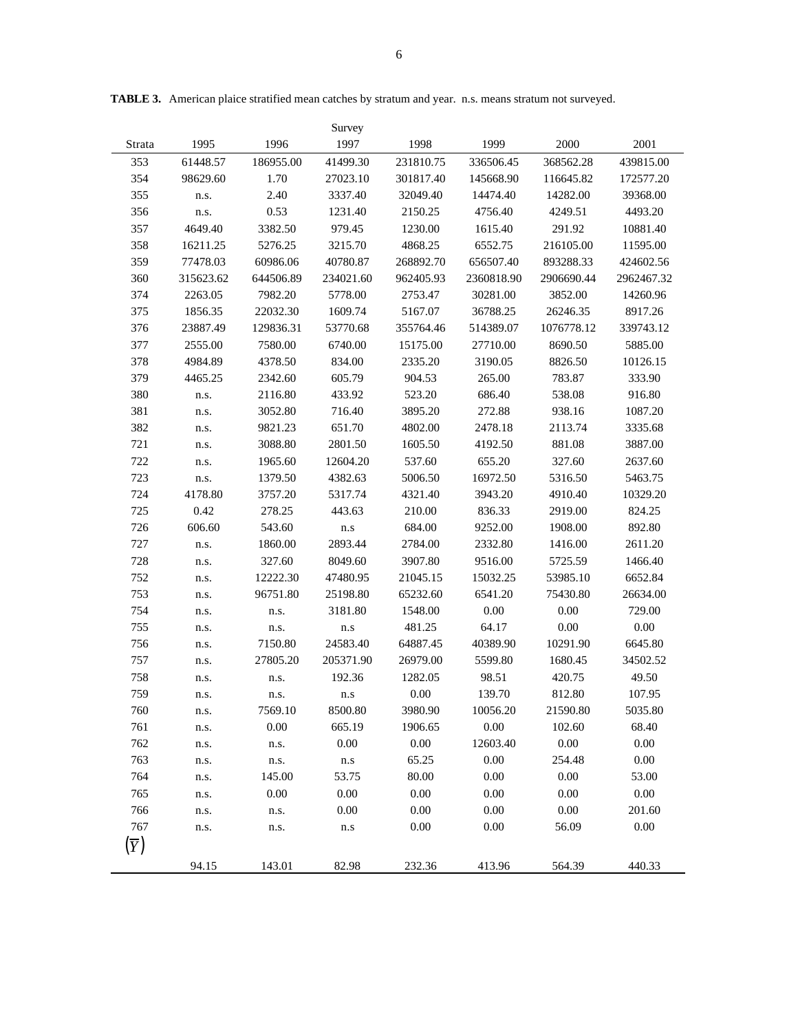**TABLE 3.** American plaice stratified mean catches by stratum and year. n.s. means stratum not surveyed.

| | | | Survey | | | | |
|---|---|---|---|---|---|---|---|
| Strata | 1995 | 1996 | 1997 | 1998 | 1999 | 2000 | 2001 |
| 353 | 61448.57 | 186955.00 | 41499.30 | 231810.75 | 336506.45 | 368562.28 | 439815.00 |
| 354 | 98629.60 | 1.70 | 27023.10 | 301817.40 | 145668.90 | 116645.82 | 172577.20 |
| 355 | n.s. | 2.40 | 3337.40 | 32049.40 | 14474.40 | 14282.00 | 39368.00 |
| 356 | n.s. | 0.53 | 1231.40 | 2150.25 | 4756.40 | 4249.51 | 4493.20 |
| 357 | 4649.40 | 3382.50 | 979.45 | 1230.00 | 1615.40 | 291.92 | 10881.40 |
| 358 | 16211.25 | 5276.25 | 3215.70 | 4868.25 | 6552.75 | 216105.00 | 11595.00 |
| 359 | 77478.03 | 60986.06 | 40780.87 | 268892.70 | 656507.40 | 893288.33 | 424602.56 |
| 360 | 315623.62 | 644506.89 | 234021.60 | 962405.93 | 2360818.90 | 2906690.44 | 2962467.32 |
| 374 | 2263.05 | 7982.20 | 5778.00 | 2753.47 | 30281.00 | 3852.00 | 14260.96 |
| 375 | 1856.35 | 22032.30 | 1609.74 | 5167.07 | 36788.25 | 26246.35 | 8917.26 |
| 376 | 23887.49 | 129836.31 | 53770.68 | 355764.46 | 514389.07 | 1076778.12 | 339743.12 |
| 377 | 2555.00 | 7580.00 | 6740.00 | 15175.00 | 27710.00 | 8690.50 | 5885.00 |
| 378 | 4984.89 | 4378.50 | 834.00 | 2335.20 | 3190.05 | 8826.50 | 10126.15 |
| 379 | 4465.25 | 2342.60 | 605.79 | 904.53 | 265.00 | 783.87 | 333.90 |
| 380 | n.s. | 2116.80 | 433.92 | 523.20 | 686.40 | 538.08 | 916.80 |
| 381 | n.s. | 3052.80 | 716.40 | 3895.20 | 272.88 | 938.16 | 1087.20 |
| 382 | n.s. | 9821.23 | 651.70 | 4802.00 | 2478.18 | 2113.74 | 3335.68 |
| 721 | n.s. | 3088.80 | 2801.50 | 1605.50 | 4192.50 | 881.08 | 3887.00 |
| 722 | n.s. | 1965.60 | 12604.20 | 537.60 | 655.20 | 327.60 | 2637.60 |
| 723 | n.s. | 1379.50 | 4382.63 | 5006.50 | 16972.50 | 5316.50 | 5463.75 |
| 724 | 4178.80 | 3757.20 | 5317.74 | 4321.40 | 3943.20 | 4910.40 | 10329.20 |
| 725 | 0.42 | 278.25 | 443.63 | 210.00 | 836.33 | 2919.00 | 824.25 |
| 726 | 606.60 | 543.60 | n.s | 684.00 | 9252.00 | 1908.00 | 892.80 |
| 727 | n.s. | 1860.00 | 2893.44 | 2784.00 | 2332.80 | 1416.00 | 2611.20 |
| 728 | n.s. | 327.60 | 8049.60 | 3907.80 | 9516.00 | 5725.59 | 1466.40 |
| 752 | n.s. | 12222.30 | 47480.95 | 21045.15 | 15032.25 | 53985.10 | 6652.84 |
| 753 | n.s. | 96751.80 | 25198.80 | 65232.60 | 6541.20 | 75430.80 | 26634.00 |
| 754 | n.s. | n.s. | 3181.80 | 1548.00 | 0.00 | 0.00 | 729.00 |
| 755 | n.s. | n.s. | n.s | 481.25 | 64.17 | 0.00 | 0.00 |
| 756 | n.s. | 7150.80 | 24583.40 | 64887.45 | 40389.90 | 10291.90 | 6645.80 |
| 757 | n.s. | 27805.20 | 205371.90 | 26979.00 | 5599.80 | 1680.45 | 34502.52 |
| 758 | n.s. | n.s. | 192.36 | 1282.05 | 98.51 | 420.75 | 49.50 |
| 759 | n.s. | n.s. | n.s | 0.00 | 139.70 | 812.80 | 107.95 |
| 760 | n.s. | 7569.10 | 8500.80 | 3980.90 | 10056.20 | 21590.80 | 5035.80 |
| 761 | n.s. | 0.00 | 665.19 | 1906.65 | 0.00 | 102.60 | 68.40 |
| 762 | n.s. | n.s. | 0.00 | 0.00 | 12603.40 | 0.00 | 0.00 |
| 763 | n.s. | n.s. | n.s | 65.25 | 0.00 | 254.48 | 0.00 |
| 764 | n.s. | 145.00 | 53.75 | 80.00 | 0.00 | 0.00 | 53.00 |
| 765 | n.s. | 0.00 | 0.00 | 0.00 | 0.00 | 0.00 | 0.00 |
| 766 | n.s. | n.s. | 0.00 | 0.00 | 0.00 | 0.00 | 201.60 |
| 767 | n.s. | n.s. | n.s | 0.00 | 0.00 | 56.09 | 0.00 |
| $(\overline{Y})$ | 94.15 | 143.01 | 82.98 | 232.36 | 413.96 | 564.39 | 440.33 |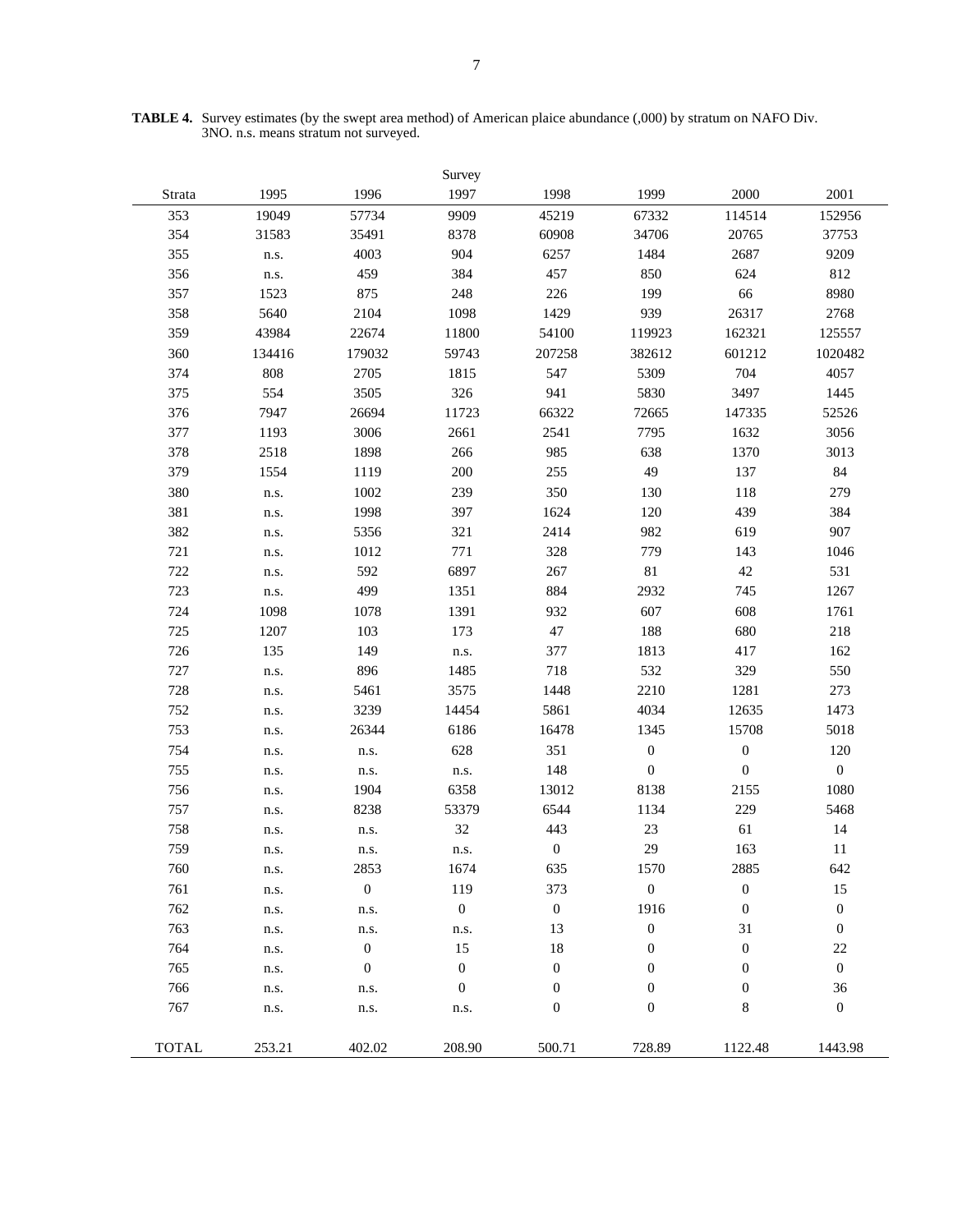**TABLE 4.** Survey estimates (by the swept area method) of American plaice abundance (,000) by stratum on NAFO Div. 3NO. n.s. means stratum not surveyed.

| | Survey | | | | | | |
|---|---|---|---|---|---|---|---|
| Strata | 1995 | 1996 | 1997 | 1998 | 1999 | 2000 | 2001 |
| 353 | 19049 | 57734 | 9909 | 45219 | 67332 | 114514 | 152956 |
| 354 | 31583 | 35491 | 8378 | 60908 | 34706 | 20765 | 37753 |
| 355 | n.s. | 4003 | 904 | 6257 | 1484 | 2687 | 9209 |
| 356 | n.s. | 459 | 384 | 457 | 850 | 624 | 812 |
| 357 | 1523 | 875 | 248 | 226 | 199 | 66 | 8980 |
| 358 | 5640 | 2104 | 1098 | 1429 | 939 | 26317 | 2768 |
| 359 | 43984 | 22674 | 11800 | 54100 | 119923 | 162321 | 125557 |
| 360 | 134416 | 179032 | 59743 | 207258 | 382612 | 601212 | 1020482 |
| 374 | 808 | 2705 | 1815 | 547 | 5309 | 704 | 4057 |
| 375 | 554 | 3505 | 326 | 941 | 5830 | 3497 | 1445 |
| 376 | 7947 | 26694 | 11723 | 66322 | 72665 | 147335 | 52526 |
| 377 | 1193 | 3006 | 2661 | 2541 | 7795 | 1632 | 3056 |
| 378 | 2518 | 1898 | 266 | 985 | 638 | 1370 | 3013 |
| 379 | 1554 | 1119 | 200 | 255 | 49 | 137 | 84 |
| 380 | n.s. | 1002 | 239 | 350 | 130 | 118 | 279 |
| 381 | n.s. | 1998 | 397 | 1624 | 120 | 439 | 384 |
| 382 | n.s. | 5356 | 321 | 2414 | 982 | 619 | 907 |
| 721 | n.s. | 1012 | 771 | 328 | 779 | 143 | 1046 |
| 722 | n.s. | 592 | 6897 | 267 | 81 | 42 | 531 |
| 723 | n.s. | 499 | 1351 | 884 | 2932 | 745 | 1267 |
| 724 | 1098 | 1078 | 1391 | 932 | 607 | 608 | 1761 |
| 725 | 1207 | 103 | 173 | 47 | 188 | 680 | 218 |
| 726 | 135 | 149 | n.s. | 377 | 1813 | 417 | 162 |
| 727 | n.s. | 896 | 1485 | 718 | 532 | 329 | 550 |
| 728 | n.s. | 5461 | 3575 | 1448 | 2210 | 1281 | 273 |
| 752 | n.s. | 3239 | 14454 | 5861 | 4034 | 12635 | 1473 |
| 753 | n.s. | 26344 | 6186 | 16478 | 1345 | 15708 | 5018 |
| 754 | n.s. | n.s. | 628 | 351 | 0 | 0 | 120 |
| 755 | n.s. | n.s. | n.s. | 148 | 0 | 0 | 0 |
| 756 | n.s. | 1904 | 6358 | 13012 | 8138 | 2155 | 1080 |
| 757 | n.s. | 8238 | 53379 | 6544 | 1134 | 229 | 5468 |
| 758 | n.s. | n.s. | 32 | 443 | 23 | 61 | 14 |
| 759 | n.s. | n.s. | n.s. | 0 | 29 | 163 | 11 |
| 760 | n.s. | 2853 | 1674 | 635 | 1570 | 2885 | 642 |
| 761 | n.s. | 0 | 119 | 373 | 0 | 0 | 15 |
| 762 | n.s. | n.s. | 0 | 0 | 1916 | 0 | 0 |
| 763 | n.s. | n.s. | n.s. | 13 | 0 | 31 | 0 |
| 764 | n.s. | 0 | 15 | 18 | 0 | 0 | 22 |
| 765 | n.s. | 0 | 0 | 0 | 0 | 0 | 0 |
| 766 | n.s. | n.s. | 0 | 0 | 0 | 0 | 36 |
| 767 | n.s. | n.s. | n.s. | 0 | 0 | 8 | 0 |
| TOTAL | 253.21 | 402.02 | 208.90 | 500.71 | 728.89 | 1122.48 | 1443.98 |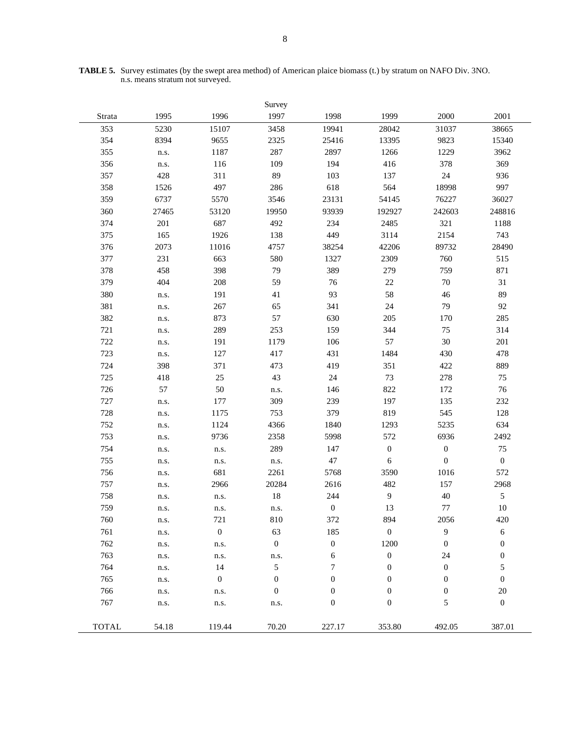**TABLE 5.** Survey estimates (by the swept area method) of American plaice biomass (t.) by stratum on NAFO Div. 3NO. n.s. means stratum not surveyed.

| | | | Survey | | | | |
|---|---|---|---|---|---|---|---|
| Strata | 1995 | 1996 | 1997 | 1998 | 1999 | 2000 | 2001 |
| 353 | 5230 | 15107 | 3458 | 19941 | 28042 | 31037 | 38665 |
| 354 | 8394 | 9655 | 2325 | 25416 | 13395 | 9823 | 15340 |
| 355 | n.s. | 1187 | 287 | 2897 | 1266 | 1229 | 3962 |
| 356 | n.s. | 116 | 109 | 194 | 416 | 378 | 369 |
| 357 | 428 | 311 | 89 | 103 | 137 | 24 | 936 |
| 358 | 1526 | 497 | 286 | 618 | 564 | 18998 | 997 |
| 359 | 6737 | 5570 | 3546 | 23131 | 54145 | 76227 | 36027 |
| 360 | 27465 | 53120 | 19950 | 93939 | 192927 | 242603 | 248816 |
| 374 | 201 | 687 | 492 | 234 | 2485 | 321 | 1188 |
| 375 | 165 | 1926 | 138 | 449 | 3114 | 2154 | 743 |
| 376 | 2073 | 11016 | 4757 | 38254 | 42206 | 89732 | 28490 |
| 377 | 231 | 663 | 580 | 1327 | 2309 | 760 | 515 |
| 378 | 458 | 398 | 79 | 389 | 279 | 759 | 871 |
| 379 | 404 | 208 | 59 | 76 | 22 | 70 | 31 |
| 380 | n.s. | 191 | 41 | 93 | 58 | 46 | 89 |
| 381 | n.s. | 267 | 65 | 341 | 24 | 79 | 92 |
| 382 | n.s. | 873 | 57 | 630 | 205 | 170 | 285 |
| 721 | n.s. | 289 | 253 | 159 | 344 | 75 | 314 |
| 722 | n.s. | 191 | 1179 | 106 | 57 | 30 | 201 |
| 723 | n.s. | 127 | 417 | 431 | 1484 | 430 | 478 |
| 724 | 398 | 371 | 473 | 419 | 351 | 422 | 889 |
| 725 | 418 | 25 | 43 | 24 | 73 | 278 | 75 |
| 726 | 57 | 50 | n.s. | 146 | 822 | 172 | 76 |
| 727 | n.s. | 177 | 309 | 239 | 197 | 135 | 232 |
| 728 | n.s. | 1175 | 753 | 379 | 819 | 545 | 128 |
| 752 | n.s. | 1124 | 4366 | 1840 | 1293 | 5235 | 634 |
| 753 | n.s. | 9736 | 2358 | 5998 | 572 | 6936 | 2492 |
| 754 | n.s. | n.s. | 289 | 147 | 0 | 0 | 75 |
| 755 | n.s. | n.s. | n.s. | 47 | 6 | 0 | 0 |
| 756 | n.s. | 681 | 2261 | 5768 | 3590 | 1016 | 572 |
| 757 | n.s. | 2966 | 20284 | 2616 | 482 | 157 | 2968 |
| 758 | n.s. | n.s. | 18 | 244 | 9 | 40 | 5 |
| 759 | n.s. | n.s. | n.s. | 0 | 13 | 77 | 10 |
| 760 | n.s. | 721 | 810 | 372 | 894 | 2056 | 420 |
| 761 | n.s. | 0 | 63 | 185 | 0 | 9 | 6 |
| 762 | n.s. | n.s. | 0 | 0 | 1200 | 0 | 0 |
| 763 | n.s. | n.s. | n.s. | 6 | 0 | 24 | 0 |
| 764 | n.s. | 14 | 5 | 7 | 0 | 0 | 5 |
| 765 | n.s. | 0 | 0 | 0 | 0 | 0 | 0 |
| 766 | n.s. | n.s. | 0 | 0 | 0 | 0 | 20 |
| 767 | n.s. | n.s. | n.s. | 0 | 0 | 5 | 0 |
| TOTAL | 54.18 | 119.44 | 70.20 | 227.17 | 353.80 | 492.05 | 387.01 |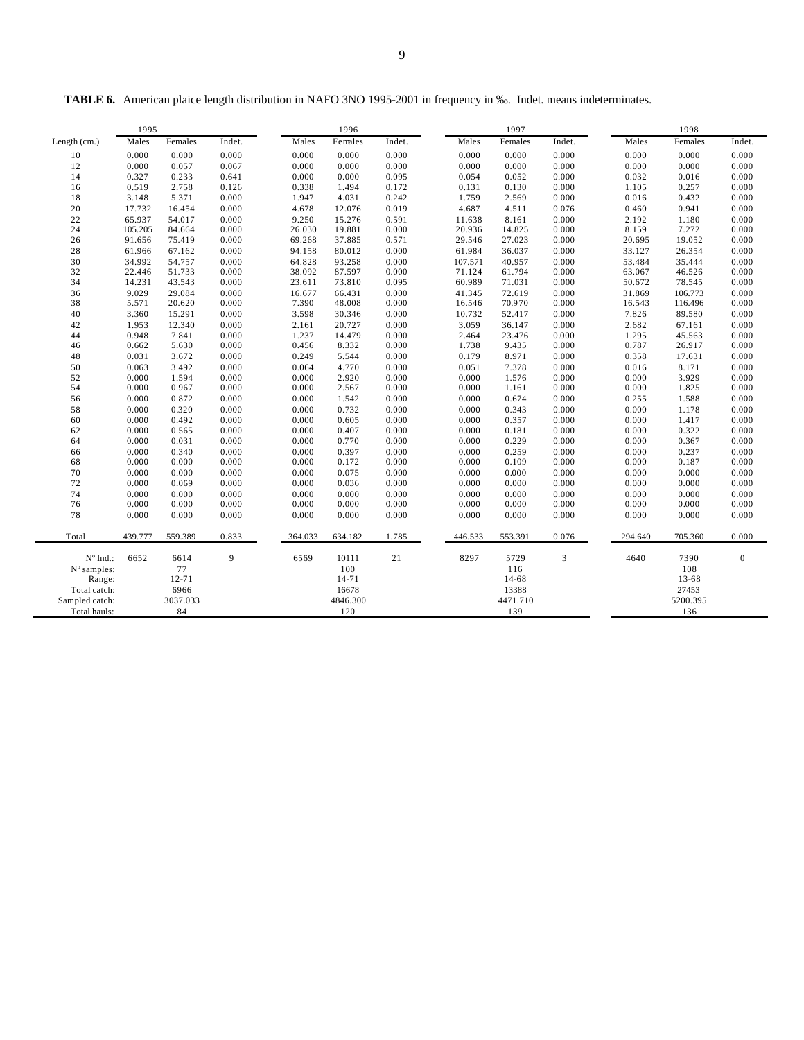**TABLE 6.** American plaice length distribution in NAFO 3NO 1995-2001 in frequency in ‰. Indet. means indeterminates.

| | 1995 | | | 1996 | | | 1997 | | | 1998 | | |
|---|---|---|---|---|---|---|---|---|---|---|---|---|
| Length (cm.) | Males | Females | Indet. | Males | Females | Indet. | Males | Females | Indet. | Males | Females | Indet. |
| 10 | 0.000 | 0.000 | 0.000 | 0.000 | 0.000 | 0.000 | 0.000 | 0.000 | 0.000 | 0.000 | 0.000 | 0.000 |
| 12 | 0.000 | 0.057 | 0.067 | 0.000 | 0.000 | 0.000 | 0.000 | 0.000 | 0.000 | 0.000 | 0.000 | 0.000 |
| 14 | 0.327 | 0.233 | 0.641 | 0.000 | 0.000 | 0.095 | 0.054 | 0.052 | 0.000 | 0.032 | 0.016 | 0.000 |
| 16 | 0.519 | 2.758 | 0.126 | 0.338 | 1.494 | 0.172 | 0.131 | 0.130 | 0.000 | 1.105 | 0.257 | 0.000 |
| 18 | 3.148 | 5.371 | 0.000 | 1.947 | 4.031 | 0.242 | 1.759 | 2.569 | 0.000 | 0.016 | 0.432 | 0.000 |
| 20 | 17.732 | 16.454 | 0.000 | 4.678 | 12.076 | 0.019 | 4.687 | 4.511 | 0.076 | 0.460 | 0.941 | 0.000 |
| 22 | 65.937 | 54.017 | 0.000 | 9.250 | 15.276 | 0.591 | 11.638 | 8.161 | 0.000 | 2.192 | 1.180 | 0.000 |
| 24 | 105.205 | 84.664 | 0.000 | 26.030 | 19.881 | 0.000 | 20.936 | 14.825 | 0.000 | 8.159 | 7.272 | 0.000 |
| 26 | 91.656 | 75.419 | 0.000 | 69.268 | 37.885 | 0.571 | 29.546 | 27.023 | 0.000 | 20.695 | 19.052 | 0.000 |
| 28 | 61.966 | 67.162 | 0.000 | 94.158 | 80.012 | 0.000 | 61.984 | 36.037 | 0.000 | 33.127 | 26.354 | 0.000 |
| 30 | 34.992 | 54.757 | 0.000 | 64.828 | 93.258 | 0.000 | 107.571 | 40.957 | 0.000 | 53.484 | 35.444 | 0.000 |
| 32 | 22.446 | 51.733 | 0.000 | 38.092 | 87.597 | 0.000 | 71.124 | 61.794 | 0.000 | 63.067 | 46.526 | 0.000 |
| 34 | 14.231 | 43.543 | 0.000 | 23.611 | 73.810 | 0.095 | 60.989 | 71.031 | 0.000 | 50.672 | 78.545 | 0.000 |
| 36 | 9.029 | 29.084 | 0.000 | 16.677 | 66.431 | 0.000 | 41.345 | 72.619 | 0.000 | 31.869 | 106.773 | 0.000 |
| 38 | 5.571 | 20.620 | 0.000 | 7.390 | 48.008 | 0.000 | 16.546 | 70.970 | 0.000 | 16.543 | 116.496 | 0.000 |
| 40 | 3.360 | 15.291 | 0.000 | 3.598 | 30.346 | 0.000 | 10.732 | 52.417 | 0.000 | 7.826 | 89.580 | 0.000 |
| 42 | 1.953 | 12.340 | 0.000 | 2.161 | 20.727 | 0.000 | 3.059 | 36.147 | 0.000 | 2.682 | 67.161 | 0.000 |
| 44 | 0.948 | 7.841 | 0.000 | 1.237 | 14.479 | 0.000 | 2.464 | 23.476 | 0.000 | 1.295 | 45.563 | 0.000 |
| 46 | 0.662 | 5.630 | 0.000 | 0.456 | 8.332 | 0.000 | 1.738 | 9.435 | 0.000 | 0.787 | 26.917 | 0.000 |
| 48 | 0.031 | 3.672 | 0.000 | 0.249 | 5.544 | 0.000 | 0.179 | 8.971 | 0.000 | 0.358 | 17.631 | 0.000 |
| 50 | 0.063 | 3.492 | 0.000 | 0.064 | 4.770 | 0.000 | 0.051 | 7.378 | 0.000 | 0.016 | 8.171 | 0.000 |
| 52 | 0.000 | 1.594 | 0.000 | 0.000 | 2.920 | 0.000 | 0.000 | 1.576 | 0.000 | 0.000 | 3.929 | 0.000 |
| 54 | 0.000 | 0.967 | 0.000 | 0.000 | 2.567 | 0.000 | 0.000 | 1.161 | 0.000 | 0.000 | 1.825 | 0.000 |
| 56 | 0.000 | 0.872 | 0.000 | 0.000 | 1.542 | 0.000 | 0.000 | 0.674 | 0.000 | 0.255 | 1.588 | 0.000 |
| 58 | 0.000 | 0.320 | 0.000 | 0.000 | 0.732 | 0.000 | 0.000 | 0.343 | 0.000 | 0.000 | 1.178 | 0.000 |
| 60 | 0.000 | 0.492 | 0.000 | 0.000 | 0.605 | 0.000 | 0.000 | 0.357 | 0.000 | 0.000 | 1.417 | 0.000 |
| 62 | 0.000 | 0.565 | 0.000 | 0.000 | 0.407 | 0.000 | 0.000 | 0.181 | 0.000 | 0.000 | 0.322 | 0.000 |
| 64 | 0.000 | 0.031 | 0.000 | 0.000 | 0.770 | 0.000 | 0.000 | 0.229 | 0.000 | 0.000 | 0.367 | 0.000 |
| 66 | 0.000 | 0.340 | 0.000 | 0.000 | 0.397 | 0.000 | 0.000 | 0.259 | 0.000 | 0.000 | 0.237 | 0.000 |
| 68 | 0.000 | 0.000 | 0.000 | 0.000 | 0.172 | 0.000 | 0.000 | 0.109 | 0.000 | 0.000 | 0.187 | 0.000 |
| 70 | 0.000 | 0.000 | 0.000 | 0.000 | 0.075 | 0.000 | 0.000 | 0.000 | 0.000 | 0.000 | 0.000 | 0.000 |
| 72 | 0.000 | 0.069 | 0.000 | 0.000 | 0.036 | 0.000 | 0.000 | 0.000 | 0.000 | 0.000 | 0.000 | 0.000 |
| 74 | 0.000 | 0.000 | 0.000 | 0.000 | 0.000 | 0.000 | 0.000 | 0.000 | 0.000 | 0.000 | 0.000 | 0.000 |
| 76 | 0.000 | 0.000 | 0.000 | 0.000 | 0.000 | 0.000 | 0.000 | 0.000 | 0.000 | 0.000 | 0.000 | 0.000 |
| 78 | 0.000 | 0.000 | 0.000 | 0.000 | 0.000 | 0.000 | 0.000 | 0.000 | 0.000 | 0.000 | 0.000 | 0.000 |
| Total | 439.777 | 559.389 | 0.833 | 364.033 | 634.182 | 1.785 | 446.533 | 553.391 | 0.076 | 294.640 | 705.360 | 0.000 |
| Nº Ind.: | 6652 | 6614 | 9 | 6569 | 10111 | 21 | 8297 | 5729 | 3 | 4640 | 7390 | 0 |
| Nº samples: | | 77 | | | 100 | | | 116 | | | 108 | |
| Range: | | 12-71 | | | 14-71 | | | 14-68 | | | 13-68 | |
| Total catch: | | 6966 | | | 16678 | | | 13388 | | | 27453 | |
| Sampled catch: | | 3037.033 | | | 4846.300 | | | 4471.710 | | | 5200.395 | |
| Total hauls: | | 84 | | | 120 | | | 139 | | | 136 | |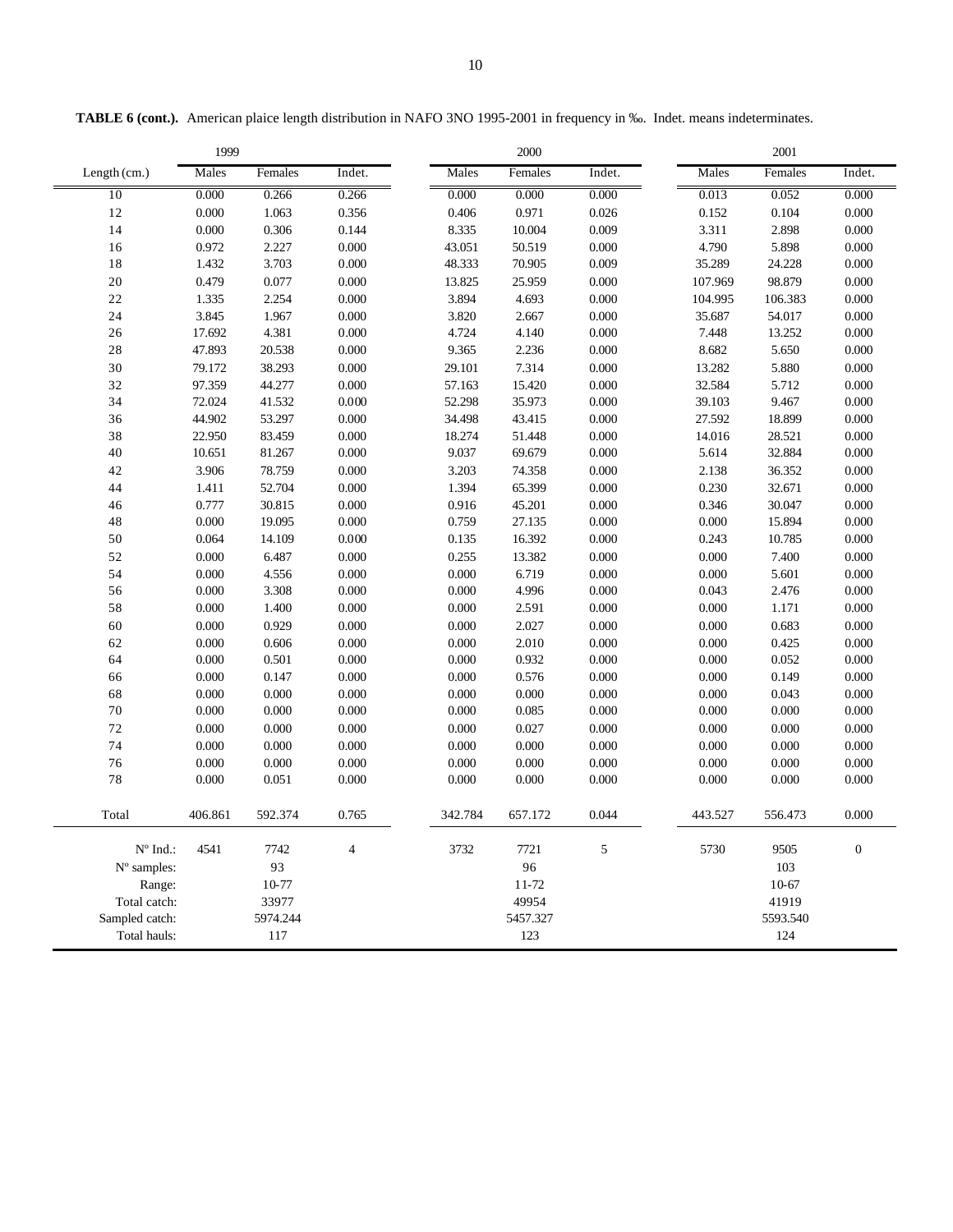**TABLE 6 (cont.).** American plaice length distribution in NAFO 3NO 1995-2001 in frequency in ‰. Indet. means indeterminates.

| | 1999 | | | 2000 | | | 2001 | | |
|---|---|---|---|---|---|---|---|---|---|
| Length (cm.) | Males | Females | Indet. | Males | Females | Indet. | Males | Females | Indet. |
| 10 | 0.000 | 0.266 | 0.266 | 0.000 | 0.000 | 0.000 | 0.013 | 0.052 | 0.000 |
| 12 | 0.000 | 1.063 | 0.356 | 0.406 | 0.971 | 0.026 | 0.152 | 0.104 | 0.000 |
| 14 | 0.000 | 0.306 | 0.144 | 8.335 | 10.004 | 0.009 | 3.311 | 2.898 | 0.000 |
| 16 | 0.972 | 2.227 | 0.000 | 43.051 | 50.519 | 0.000 | 4.790 | 5.898 | 0.000 |
| 18 | 1.432 | 3.703 | 0.000 | 48.333 | 70.905 | 0.009 | 35.289 | 24.228 | 0.000 |
| 20 | 0.479 | 0.077 | 0.000 | 13.825 | 25.959 | 0.000 | 107.969 | 98.879 | 0.000 |
| 22 | 1.335 | 2.254 | 0.000 | 3.894 | 4.693 | 0.000 | 104.995 | 106.383 | 0.000 |
| 24 | 3.845 | 1.967 | 0.000 | 3.820 | 2.667 | 0.000 | 35.687 | 54.017 | 0.000 |
| 26 | 17.692 | 4.381 | 0.000 | 4.724 | 4.140 | 0.000 | 7.448 | 13.252 | 0.000 |
| 28 | 47.893 | 20.538 | 0.000 | 9.365 | 2.236 | 0.000 | 8.682 | 5.650 | 0.000 |
| 30 | 79.172 | 38.293 | 0.000 | 29.101 | 7.314 | 0.000 | 13.282 | 5.880 | 0.000 |
| 32 | 97.359 | 44.277 | 0.000 | 57.163 | 15.420 | 0.000 | 32.584 | 5.712 | 0.000 |
| 34 | 72.024 | 41.532 | 0.000 | 52.298 | 35.973 | 0.000 | 39.103 | 9.467 | 0.000 |
| 36 | 44.902 | 53.297 | 0.000 | 34.498 | 43.415 | 0.000 | 27.592 | 18.899 | 0.000 |
| 38 | 22.950 | 83.459 | 0.000 | 18.274 | 51.448 | 0.000 | 14.016 | 28.521 | 0.000 |
| 40 | 10.651 | 81.267 | 0.000 | 9.037 | 69.679 | 0.000 | 5.614 | 32.884 | 0.000 |
| 42 | 3.906 | 78.759 | 0.000 | 3.203 | 74.358 | 0.000 | 2.138 | 36.352 | 0.000 |
| 44 | 1.411 | 52.704 | 0.000 | 1.394 | 65.399 | 0.000 | 0.230 | 32.671 | 0.000 |
| 46 | 0.777 | 30.815 | 0.000 | 0.916 | 45.201 | 0.000 | 0.346 | 30.047 | 0.000 |
| 48 | 0.000 | 19.095 | 0.000 | 0.759 | 27.135 | 0.000 | 0.000 | 15.894 | 0.000 |
| 50 | 0.064 | 14.109 | 0.000 | 0.135 | 16.392 | 0.000 | 0.243 | 10.785 | 0.000 |
| 52 | 0.000 | 6.487 | 0.000 | 0.255 | 13.382 | 0.000 | 0.000 | 7.400 | 0.000 |
| 54 | 0.000 | 4.556 | 0.000 | 0.000 | 6.719 | 0.000 | 0.000 | 5.601 | 0.000 |
| 56 | 0.000 | 3.308 | 0.000 | 0.000 | 4.996 | 0.000 | 0.043 | 2.476 | 0.000 |
| 58 | 0.000 | 1.400 | 0.000 | 0.000 | 2.591 | 0.000 | 0.000 | 1.171 | 0.000 |
| 60 | 0.000 | 0.929 | 0.000 | 0.000 | 2.027 | 0.000 | 0.000 | 0.683 | 0.000 |
| 62 | 0.000 | 0.606 | 0.000 | 0.000 | 2.010 | 0.000 | 0.000 | 0.425 | 0.000 |
| 64 | 0.000 | 0.501 | 0.000 | 0.000 | 0.932 | 0.000 | 0.000 | 0.052 | 0.000 |
| 66 | 0.000 | 0.147 | 0.000 | 0.000 | 0.576 | 0.000 | 0.000 | 0.149 | 0.000 |
| 68 | 0.000 | 0.000 | 0.000 | 0.000 | 0.000 | 0.000 | 0.000 | 0.043 | 0.000 |
| 70 | 0.000 | 0.000 | 0.000 | 0.000 | 0.085 | 0.000 | 0.000 | 0.000 | 0.000 |
| 72 | 0.000 | 0.000 | 0.000 | 0.000 | 0.027 | 0.000 | 0.000 | 0.000 | 0.000 |
| 74 | 0.000 | 0.000 | 0.000 | 0.000 | 0.000 | 0.000 | 0.000 | 0.000 | 0.000 |
| 76 | 0.000 | 0.000 | 0.000 | 0.000 | 0.000 | 0.000 | 0.000 | 0.000 | 0.000 |
| 78 | 0.000 | 0.051 | 0.000 | 0.000 | 0.000 | 0.000 | 0.000 | 0.000 | 0.000 |
| Total | 406.861 | 592.374 | 0.765 | 342.784 | 657.172 | 0.044 | 443.527 | 556.473 | 0.000 |
| Nº Ind.: | 4541 | 7742 | 4 | 3732 | 7721 | 5 | 5730 | 9505 | 0 |
| Nº samples: | | 93 | | | 96 | | | 103 | |
| Range: | | 10-77 | | | 11-72 | | | 10-67 | |
| Total catch: | | 33977 | | | 49954 | | | 41919 | |
| Sampled catch: | | 5974.244 | | | 5457.327 | | | 5593.540 | |
| Total hauls: | | 117 | | | 123 | | | 124 | |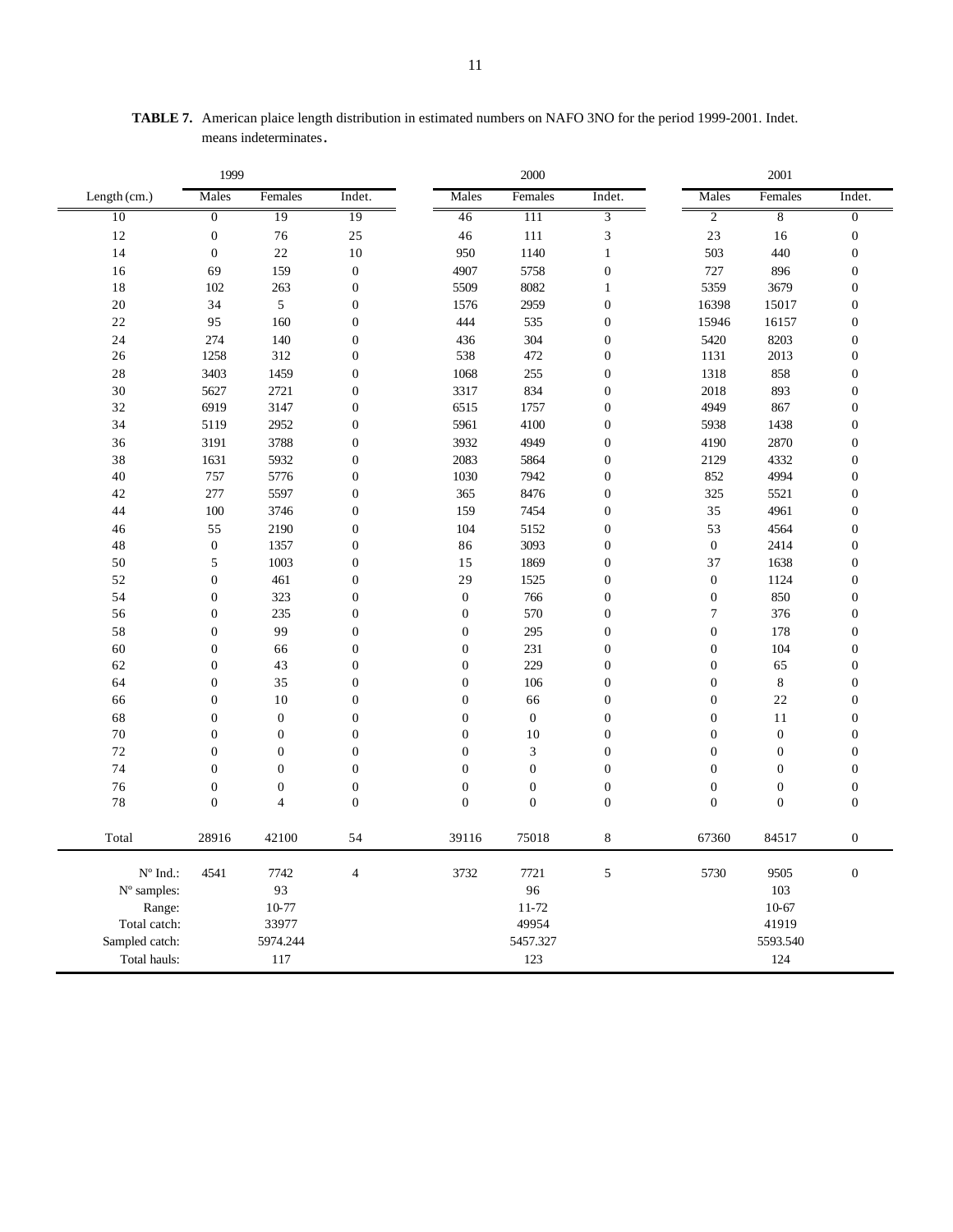**TABLE 7.** American plaice length distribution in estimated numbers on NAFO 3NO for the period 1999-2001. Indet. means indeterminates.

| | 1999 | | | 2000 | | | 2001 | | |
|---|---|---|---|---|---|---|---|---|---|
| Length (cm.) | Males | Females | Indet. | Males | Females | Indet. | Males | Females | Indet. |
| 10 | 0 | 19 | 19 | 46 | 111 | 3 | 2 | 8 | 0 |
| 12 | 0 | 76 | 25 | 46 | 111 | 3 | 23 | 16 | 0 |
| 14 | 0 | 22 | 10 | 950 | 1140 | 1 | 503 | 440 | 0 |
| 16 | 69 | 159 | 0 | 4907 | 5758 | 0 | 727 | 896 | 0 |
| 18 | 102 | 263 | 0 | 5509 | 8082 | 1 | 5359 | 3679 | 0 |
| 20 | 34 | 5 | 0 | 1576 | 2959 | 0 | 16398 | 15017 | 0 |
| 22 | 95 | 160 | 0 | 444 | 535 | 0 | 15946 | 16157 | 0 |
| 24 | 274 | 140 | 0 | 436 | 304 | 0 | 5420 | 8203 | 0 |
| 26 | 1258 | 312 | 0 | 538 | 472 | 0 | 1131 | 2013 | 0 |
| 28 | 3403 | 1459 | 0 | 1068 | 255 | 0 | 1318 | 858 | 0 |
| 30 | 5627 | 2721 | 0 | 3317 | 834 | 0 | 2018 | 893 | 0 |
| 32 | 6919 | 3147 | 0 | 6515 | 1757 | 0 | 4949 | 867 | 0 |
| 34 | 5119 | 2952 | 0 | 5961 | 4100 | 0 | 5938 | 1438 | 0 |
| 36 | 3191 | 3788 | 0 | 3932 | 4949 | 0 | 4190 | 2870 | 0 |
| 38 | 1631 | 5932 | 0 | 2083 | 5864 | 0 | 2129 | 4332 | 0 |
| 40 | 757 | 5776 | 0 | 1030 | 7942 | 0 | 852 | 4994 | 0 |
| 42 | 277 | 5597 | 0 | 365 | 8476 | 0 | 325 | 5521 | 0 |
| 44 | 100 | 3746 | 0 | 159 | 7454 | 0 | 35 | 4961 | 0 |
| 46 | 55 | 2190 | 0 | 104 | 5152 | 0 | 53 | 4564 | 0 |
| 48 | 0 | 1357 | 0 | 86 | 3093 | 0 | 0 | 2414 | 0 |
| 50 | 5 | 1003 | 0 | 15 | 1869 | 0 | 37 | 1638 | 0 |
| 52 | 0 | 461 | 0 | 29 | 1525 | 0 | 0 | 1124 | 0 |
| 54 | 0 | 323 | 0 | 0 | 766 | 0 | 0 | 850 | 0 |
| 56 | 0 | 235 | 0 | 0 | 570 | 0 | 7 | 376 | 0 |
| 58 | 0 | 99 | 0 | 0 | 295 | 0 | 0 | 178 | 0 |
| 60 | 0 | 66 | 0 | 0 | 231 | 0 | 0 | 104 | 0 |
| 62 | 0 | 43 | 0 | 0 | 229 | 0 | 0 | 65 | 0 |
| 64 | 0 | 35 | 0 | 0 | 106 | 0 | 0 | 8 | 0 |
| 66 | 0 | 10 | 0 | 0 | 66 | 0 | 0 | 22 | 0 |
| 68 | 0 | 0 | 0 | 0 | 0 | 0 | 0 | 11 | 0 |
| 70 | 0 | 0 | 0 | 0 | 10 | 0 | 0 | 0 | 0 |
| 72 | 0 | 0 | 0 | 0 | 3 | 0 | 0 | 0 | 0 |
| 74 | 0 | 0 | 0 | 0 | 0 | 0 | 0 | 0 | 0 |
| 76 | 0 | 0 | 0 | 0 | 0 | 0 | 0 | 0 | 0 |
| 78 | 0 | 4 | 0 | 0 | 0 | 0 | 0 | 0 | 0 |
| Total | 28916 | 42100 | 54 | 39116 | 75018 | 8 | 67360 | 84517 | 0 |
| Nº Ind.: | 4541 | 7742 | 4 | 3732 | 7721 | 5 | 5730 | 9505 | 0 |
| Nº samples: | | 93 | | | 96 | | | 103 | |
| Range: | | 10-77 | | | 11-72 | | | 10-67 | |
| Total catch: | | 33977 | | | 49954 | | | 41919 | |
| Sampled catch: | | 5974.244 | | | 5457.327 | | | 5593.540 | |
| Total hauls: | | 117 | | | 123 | | | 124 | |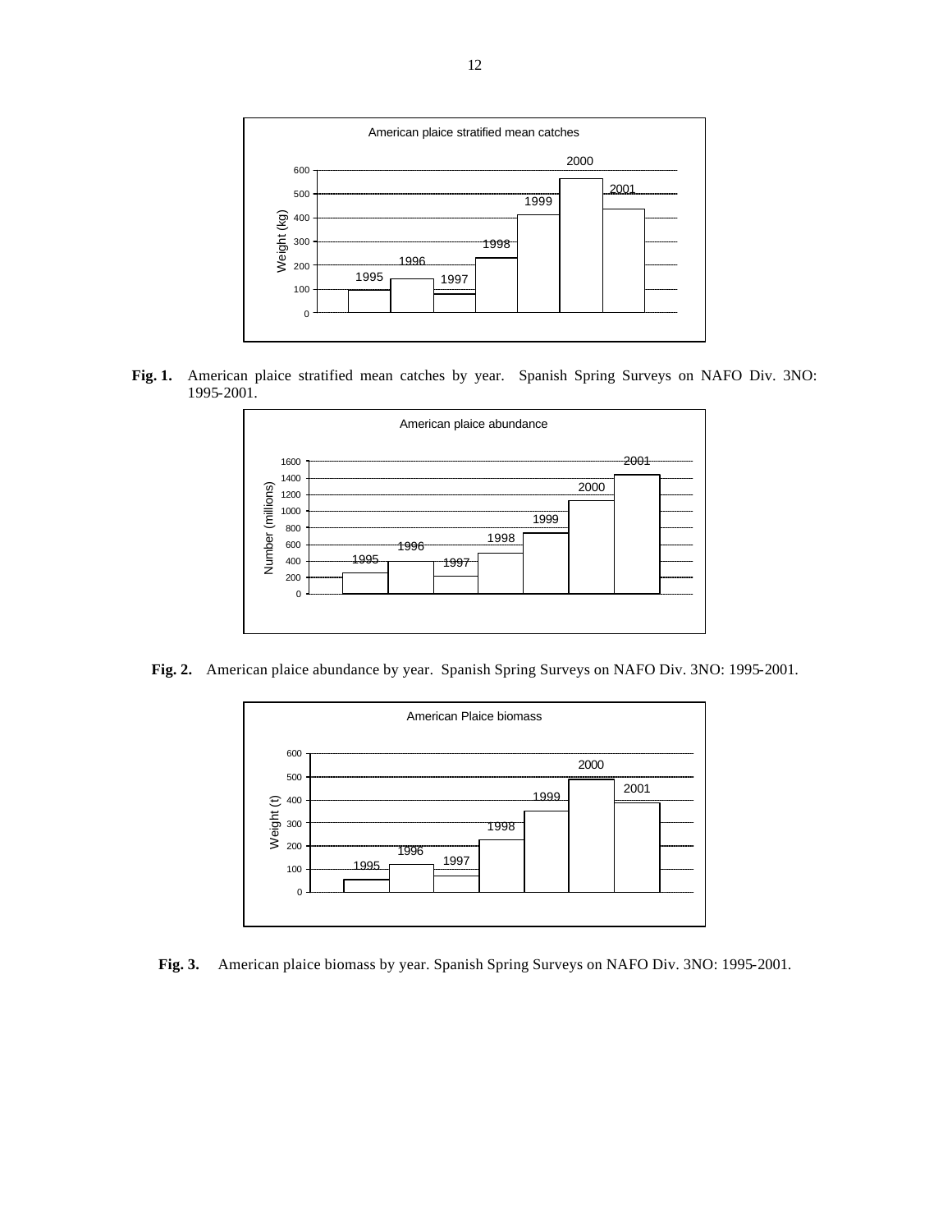**Fig. 1.** American plaice stratified mean catches by year. Spanish Spring Surveys on NAFO Div. 3NO: 1995-2001.

**Fig. 2.** American plaice abundance by year. Spanish Spring Surveys on NAFO Div. 3NO: 1995-2001.

**Fig. 3.** American plaice biomass by year. Spanish Spring Surveys on NAFO Div. 3NO: 1995-2001.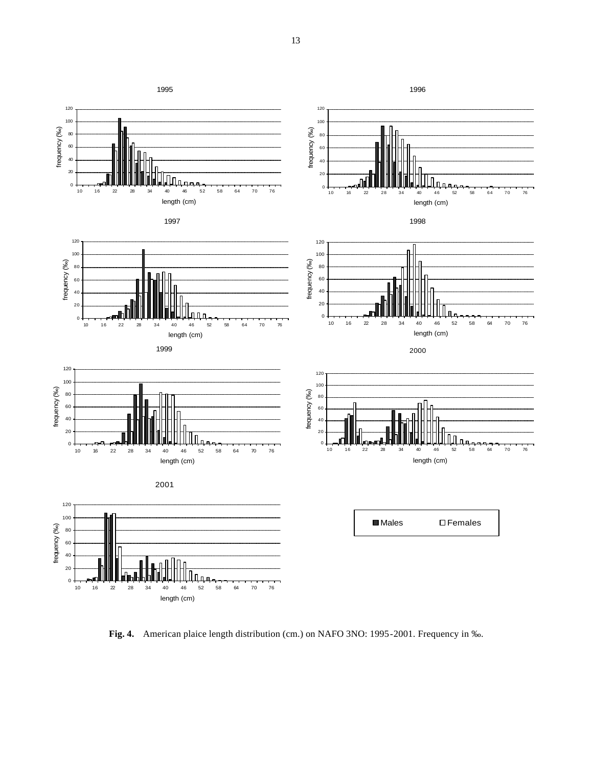**Fig. 4.** American plaice length distribution (cm.) on NAFO 3NO: 1995-2001. Frequency in ‰.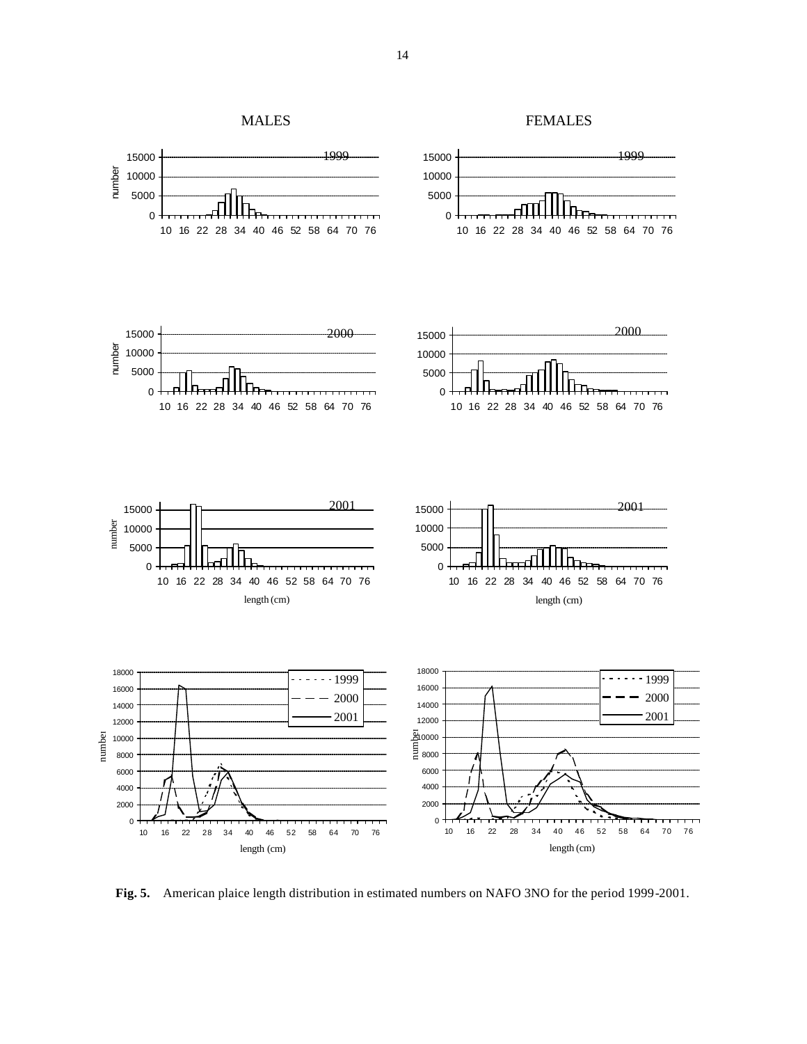MALES

FEMALES

15000
10000
5000
0
number
10 16 22 28 34 40 46 52 58 64 70 76
1999

15000
10000
5000
0
10 16 22 28 34 40 46 52 58 64 70 76
1999

15000
10000
5000
0
number
10 16 22 28 34 40 46 52 58 64 70 76
2000

15000
10000
5000
0
10 16 22 28 34 40 46 52 58 64 70 76
2000

15000
10000
5000
0
number
10 16 22 28 34 40 46 52 58 64 70 76
length (cm)
2001

15000
10000
5000
0
10 16 22 28 34 40 46 52 58 64 70 76
length (cm)
2001

18000
16000
14000
12000
10000
8000
6000
4000
2000
0
number
10 16 22 28 34 40 46 52 58 64 70 76
length (cm)
1999
2000
2001

18000
16000
14000
12000
10000
8000
6000
4000
2000
0
number
10 16 22 28 34 40 46 52 58 64 70 76
length (cm)
1999
2000
2001

**Fig. 5.** American plaice length distribution in estimated numbers on NAFO 3NO for the period 1999-2001.